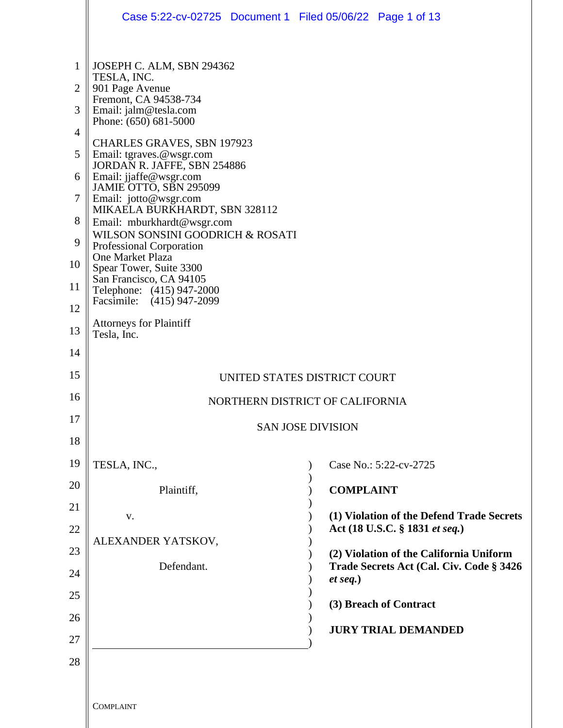JOSEPH C. ALM, SBN 294362
TESLA, INC.
901 Page Avenue
Fremont, CA 94538-734
Email: jalm@tesla.com
Phone: (650) 681-5000

CHARLES GRAVES, SBN 197923
Email: tgraves.@wsgr.com
JORDAN R. JAFFE, SBN 254886
Email: jjaffe@wsgr.com
JAMIE OTTO, SBN 295099
Email: jotto@wsgr.com
MIKAELA BURKHARDT, SBN 328112
Email: mburkhardt@wsgr.com
WILSON SONSINI GOODRICH & ROSATI
Professional Corporation
One Market Plaza
Spear Tower, Suite 3300
San Francisco, CA 94105
Telephone: (415) 947-2000
Facsimile: (415) 947-2099

Attorneys for Plaintiff
Tesla, Inc.

UNITED STATES DISTRICT COURT

NORTHERN DISTRICT OF CALIFORNIA

SAN JOSE DIVISION

| | |
|---|---|
| TESLA, INC.,<br><br>Plaintiff,<br><br>v.<br><br>ALEXANDER YATSKOV,<br><br>Defendant. | Case No.: 5:22-cv-2725<br><br>**COMPLAINT**<br><br>**(1) Violation of the Defend Trade Secrets Act (18 U.S.C. § 1831 *et seq.*)**<br><br>**(2) Violation of the California Uniform Trade Secrets Act (Cal. Civ. Code § 3426 *et seq.*)**<br><br>**(3) Breach of Contract**<br><br>**JURY TRIAL DEMANDED** |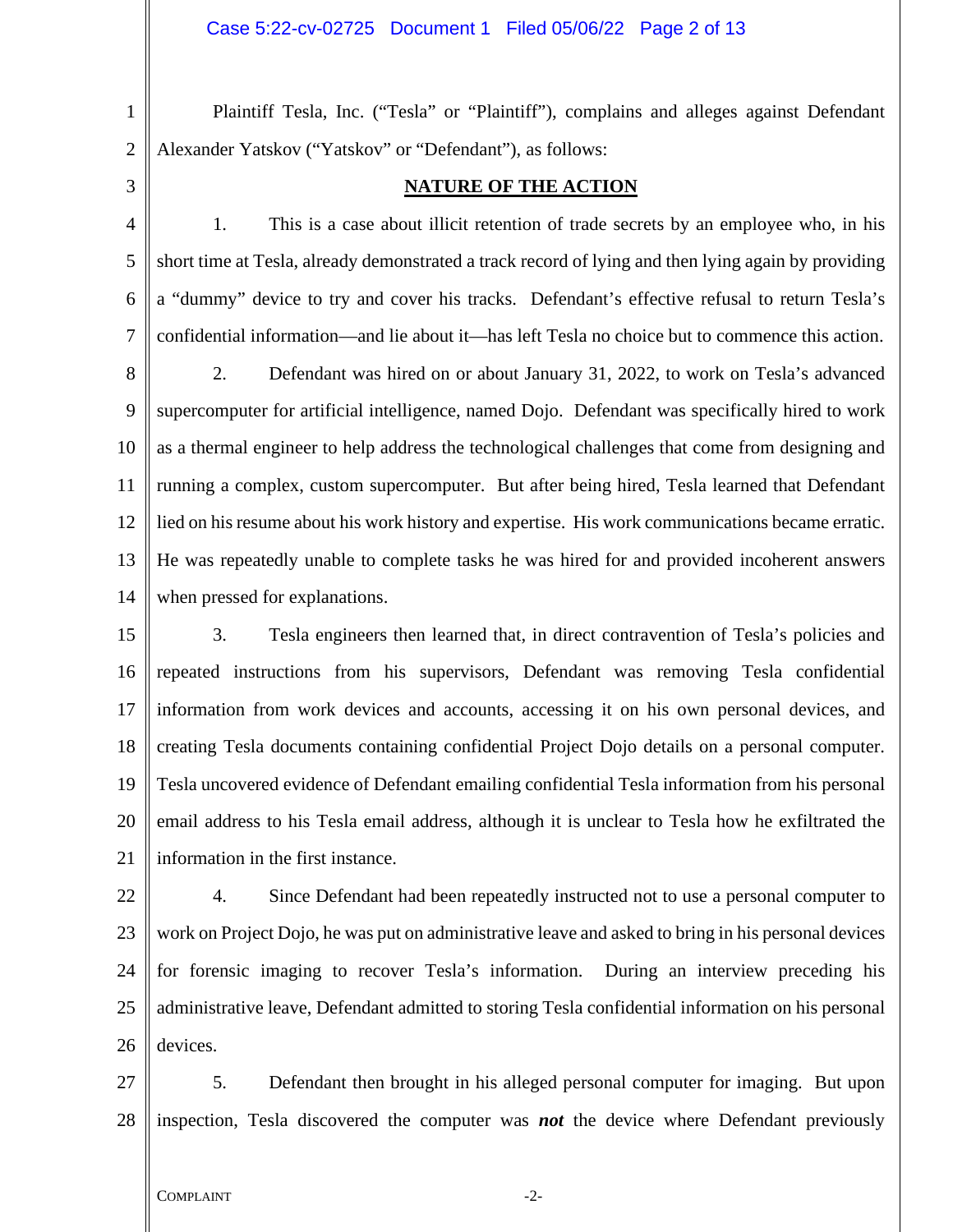Plaintiff Tesla, Inc. ("Tesla" or "Plaintiff"), complains and alleges against Defendant Alexander Yatskov ("Yatskov" or "Defendant"), as follows:

## NATURE OF THE ACTION

1. This is a case about illicit retention of trade secrets by an employee who, in his short time at Tesla, already demonstrated a track record of lying and then lying again by providing a "dummy" device to try and cover his tracks. Defendant's effective refusal to return Tesla's confidential information—and lie about it—has left Tesla no choice but to commence this action.

2. Defendant was hired on or about January 31, 2022, to work on Tesla's advanced supercomputer for artificial intelligence, named Dojo. Defendant was specifically hired to work as a thermal engineer to help address the technological challenges that come from designing and running a complex, custom supercomputer. But after being hired, Tesla learned that Defendant lied on his resume about his work history and expertise. His work communications became erratic. He was repeatedly unable to complete tasks he was hired for and provided incoherent answers when pressed for explanations.

3. Tesla engineers then learned that, in direct contravention of Tesla's policies and repeated instructions from his supervisors, Defendant was removing Tesla confidential information from work devices and accounts, accessing it on his own personal devices, and creating Tesla documents containing confidential Project Dojo details on a personal computer. Tesla uncovered evidence of Defendant emailing confidential Tesla information from his personal email address to his Tesla email address, although it is unclear to Tesla how he exfiltrated the information in the first instance.

4. Since Defendant had been repeatedly instructed not to use a personal computer to work on Project Dojo, he was put on administrative leave and asked to bring in his personal devices for forensic imaging to recover Tesla's information. During an interview preceding his administrative leave, Defendant admitted to storing Tesla confidential information on his personal devices.

5. Defendant then brought in his alleged personal computer for imaging. But upon inspection, Tesla discovered the computer was ***not*** the device where Defendant previously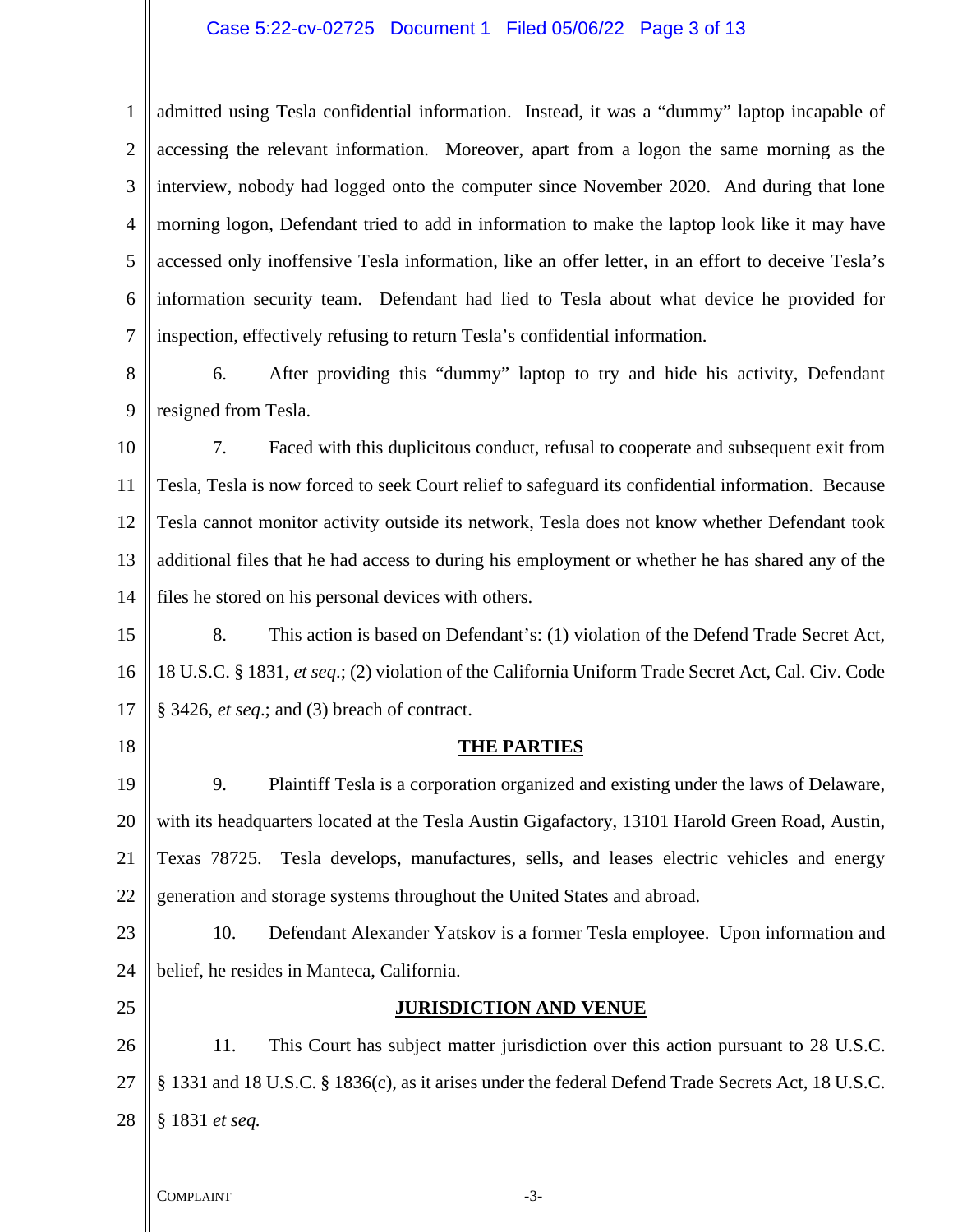admitted using Tesla confidential information. Instead, it was a "dummy" laptop incapable of accessing the relevant information. Moreover, apart from a logon the same morning as the interview, nobody had logged onto the computer since November 2020. And during that lone morning logon, Defendant tried to add in information to make the laptop look like it may have accessed only inoffensive Tesla information, like an offer letter, in an effort to deceive Tesla's information security team. Defendant had lied to Tesla about what device he provided for inspection, effectively refusing to return Tesla's confidential information.

6. After providing this "dummy" laptop to try and hide his activity, Defendant resigned from Tesla.

7. Faced with this duplicitous conduct, refusal to cooperate and subsequent exit from Tesla, Tesla is now forced to seek Court relief to safeguard its confidential information. Because Tesla cannot monitor activity outside its network, Tesla does not know whether Defendant took additional files that he had access to during his employment or whether he has shared any of the files he stored on his personal devices with others.

8. This action is based on Defendant's: (1) violation of the Defend Trade Secret Act, 18 U.S.C. § 1831, *et seq*.; (2) violation of the California Uniform Trade Secret Act, Cal. Civ. Code § 3426, *et seq*.; and (3) breach of contract.

## THE PARTIES

9. Plaintiff Tesla is a corporation organized and existing under the laws of Delaware, with its headquarters located at the Tesla Austin Gigafactory, 13101 Harold Green Road, Austin, Texas 78725. Tesla develops, manufactures, sells, and leases electric vehicles and energy generation and storage systems throughout the United States and abroad.

10. Defendant Alexander Yatskov is a former Tesla employee. Upon information and belief, he resides in Manteca, California.

## JURISDICTION AND VENUE

11. This Court has subject matter jurisdiction over this action pursuant to 28 U.S.C. § 1331 and 18 U.S.C. § 1836(c), as it arises under the federal Defend Trade Secrets Act, 18 U.S.C. § 1831 *et seq.*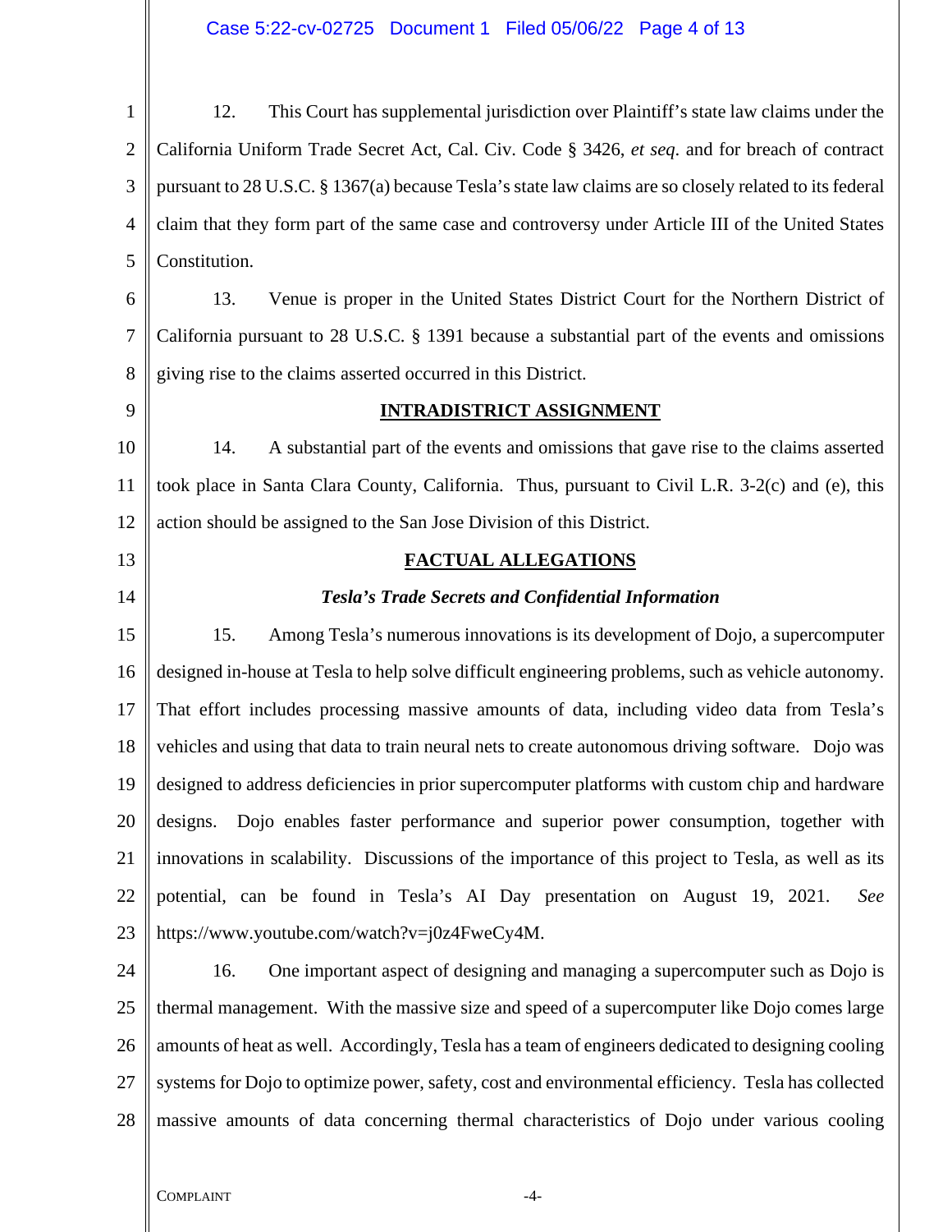12. This Court has supplemental jurisdiction over Plaintiff's state law claims under the California Uniform Trade Secret Act, Cal. Civ. Code § 3426, *et seq.* and for breach of contract pursuant to 28 U.S.C. § 1367(a) because Tesla's state law claims are so closely related to its federal claim that they form part of the same case and controversy under Article III of the United States Constitution.

13. Venue is proper in the United States District Court for the Northern District of California pursuant to 28 U.S.C. § 1391 because a substantial part of the events and omissions giving rise to the claims asserted occurred in this District.

## INTRADISTRICT ASSIGNMENT

14. A substantial part of the events and omissions that gave rise to the claims asserted took place in Santa Clara County, California. Thus, pursuant to Civil L.R. 3-2(c) and (e), this action should be assigned to the San Jose Division of this District.

## FACTUAL ALLEGATIONS

### *Tesla's Trade Secrets and Confidential Information*

15. Among Tesla's numerous innovations is its development of Dojo, a supercomputer designed in-house at Tesla to help solve difficult engineering problems, such as vehicle autonomy. That effort includes processing massive amounts of data, including video data from Tesla's vehicles and using that data to train neural nets to create autonomous driving software. Dojo was designed to address deficiencies in prior supercomputer platforms with custom chip and hardware designs. Dojo enables faster performance and superior power consumption, together with innovations in scalability. Discussions of the importance of this project to Tesla, as well as its potential, can be found in Tesla's AI Day presentation on August 19, 2021. *See* https://www.youtube.com/watch?v=j0z4FweCy4M.

16. One important aspect of designing and managing a supercomputer such as Dojo is thermal management. With the massive size and speed of a supercomputer like Dojo comes large amounts of heat as well. Accordingly, Tesla has a team of engineers dedicated to designing cooling systems for Dojo to optimize power, safety, cost and environmental efficiency. Tesla has collected massive amounts of data concerning thermal characteristics of Dojo under various cooling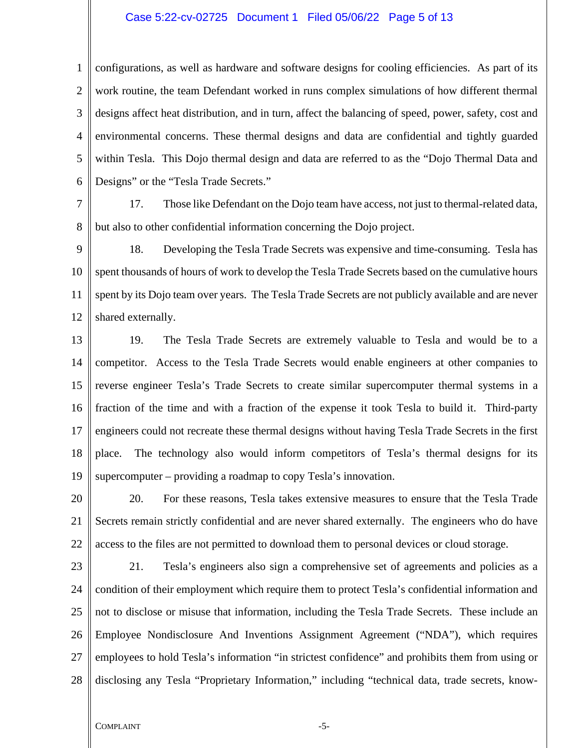configurations, as well as hardware and software designs for cooling efficiencies. As part of its work routine, the team Defendant worked in runs complex simulations of how different thermal designs affect heat distribution, and in turn, affect the balancing of speed, power, safety, cost and environmental concerns. These thermal designs and data are confidential and tightly guarded within Tesla. This Dojo thermal design and data are referred to as the "Dojo Thermal Data and Designs" or the "Tesla Trade Secrets."

17. Those like Defendant on the Dojo team have access, not just to thermal-related data, but also to other confidential information concerning the Dojo project.

18. Developing the Tesla Trade Secrets was expensive and time-consuming. Tesla has spent thousands of hours of work to develop the Tesla Trade Secrets based on the cumulative hours spent by its Dojo team over years. The Tesla Trade Secrets are not publicly available and are never shared externally.

19. The Tesla Trade Secrets are extremely valuable to Tesla and would be to a competitor. Access to the Tesla Trade Secrets would enable engineers at other companies to reverse engineer Tesla's Trade Secrets to create similar supercomputer thermal systems in a fraction of the time and with a fraction of the expense it took Tesla to build it. Third-party engineers could not recreate these thermal designs without having Tesla Trade Secrets in the first place. The technology also would inform competitors of Tesla's thermal designs for its supercomputer – providing a roadmap to copy Tesla's innovation.

20. For these reasons, Tesla takes extensive measures to ensure that the Tesla Trade Secrets remain strictly confidential and are never shared externally. The engineers who do have access to the files are not permitted to download them to personal devices or cloud storage.

21. Tesla's engineers also sign a comprehensive set of agreements and policies as a condition of their employment which require them to protect Tesla's confidential information and not to disclose or misuse that information, including the Tesla Trade Secrets. These include an Employee Nondisclosure And Inventions Assignment Agreement ("NDA"), which requires employees to hold Tesla's information "in strictest confidence" and prohibits them from using or disclosing any Tesla "Proprietary Information," including "technical data, trade secrets, know-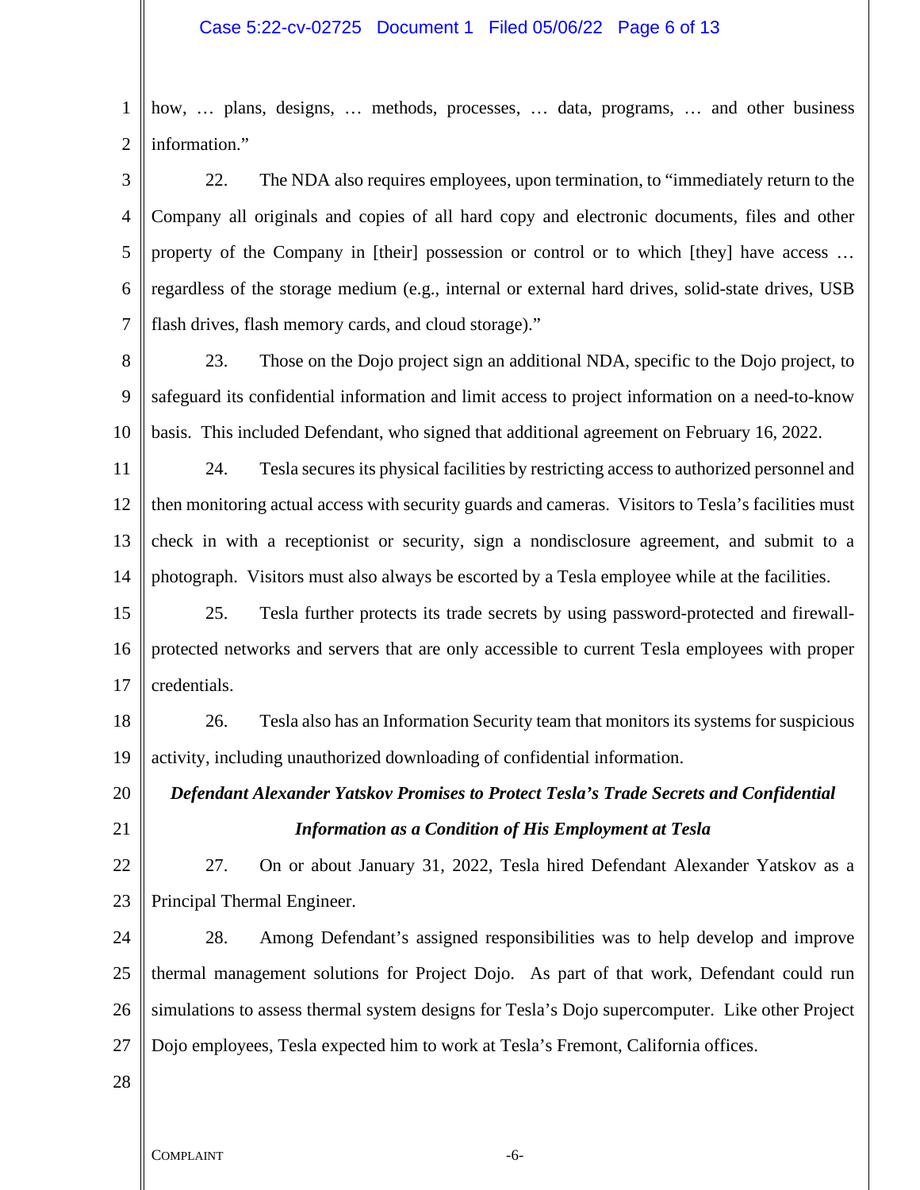how, … plans, designs, … methods, processes, … data, programs, … and other business information."

22. The NDA also requires employees, upon termination, to "immediately return to the Company all originals and copies of all hard copy and electronic documents, files and other property of the Company in [their] possession or control or to which [they] have access … regardless of the storage medium (e.g., internal or external hard drives, solid-state drives, USB flash drives, flash memory cards, and cloud storage)."

23. Those on the Dojo project sign an additional NDA, specific to the Dojo project, to safeguard its confidential information and limit access to project information on a need-to-know basis. This included Defendant, who signed that additional agreement on February 16, 2022.

24. Tesla secures its physical facilities by restricting access to authorized personnel and then monitoring actual access with security guards and cameras. Visitors to Tesla's facilities must check in with a receptionist or security, sign a nondisclosure agreement, and submit to a photograph. Visitors must also always be escorted by a Tesla employee while at the facilities.

25. Tesla further protects its trade secrets by using password-protected and firewall-protected networks and servers that are only accessible to current Tesla employees with proper credentials.

26. Tesla also has an Information Security team that monitors its systems for suspicious activity, including unauthorized downloading of confidential information.

***Defendant Alexander Yatskov Promises to Protect Tesla's Trade Secrets and Confidential Information as a Condition of His Employment at Tesla***

27. On or about January 31, 2022, Tesla hired Defendant Alexander Yatskov as a Principal Thermal Engineer.

28. Among Defendant's assigned responsibilities was to help develop and improve thermal management solutions for Project Dojo. As part of that work, Defendant could run simulations to assess thermal system designs for Tesla's Dojo supercomputer. Like other Project Dojo employees, Tesla expected him to work at Tesla's Fremont, California offices.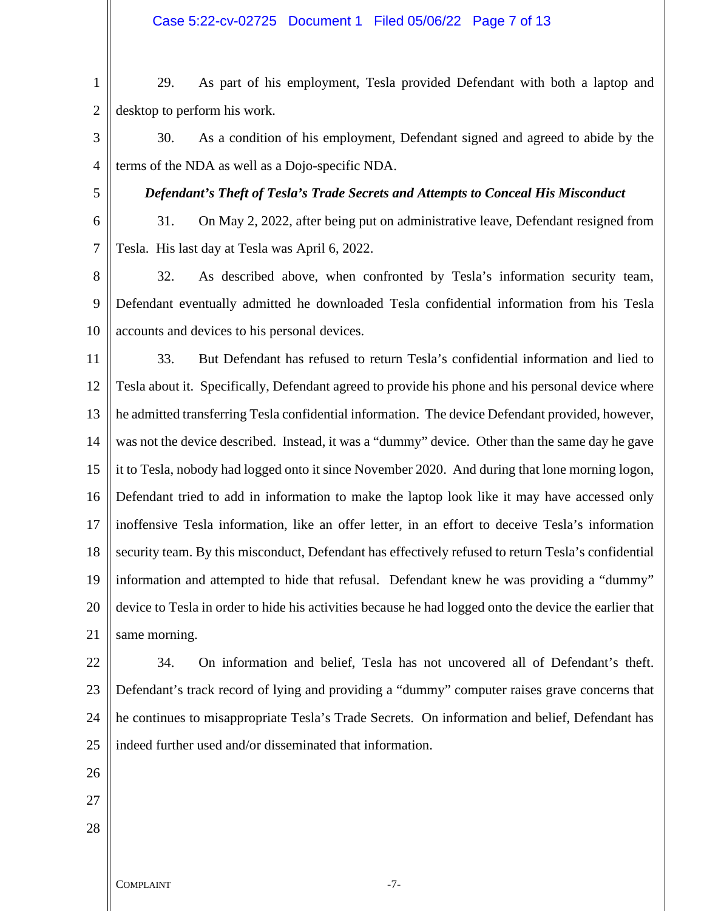29. As part of his employment, Tesla provided Defendant with both a laptop and desktop to perform his work.

30. As a condition of his employment, Defendant signed and agreed to abide by the terms of the NDA as well as a Dojo-specific NDA.

***Defendant's Theft of Tesla's Trade Secrets and Attempts to Conceal His Misconduct***

31. On May 2, 2022, after being put on administrative leave, Defendant resigned from Tesla. His last day at Tesla was April 6, 2022.

32. As described above, when confronted by Tesla's information security team, Defendant eventually admitted he downloaded Tesla confidential information from his Tesla accounts and devices to his personal devices.

33. But Defendant has refused to return Tesla's confidential information and lied to Tesla about it. Specifically, Defendant agreed to provide his phone and his personal device where he admitted transferring Tesla confidential information. The device Defendant provided, however, was not the device described. Instead, it was a "dummy" device. Other than the same day he gave it to Tesla, nobody had logged onto it since November 2020. And during that lone morning logon, Defendant tried to add in information to make the laptop look like it may have accessed only inoffensive Tesla information, like an offer letter, in an effort to deceive Tesla's information security team. By this misconduct, Defendant has effectively refused to return Tesla's confidential information and attempted to hide that refusal. Defendant knew he was providing a "dummy" device to Tesla in order to hide his activities because he had logged onto the device the earlier that same morning.

34. On information and belief, Tesla has not uncovered all of Defendant's theft. Defendant's track record of lying and providing a "dummy" computer raises grave concerns that he continues to misappropriate Tesla's Trade Secrets. On information and belief, Defendant has indeed further used and/or disseminated that information.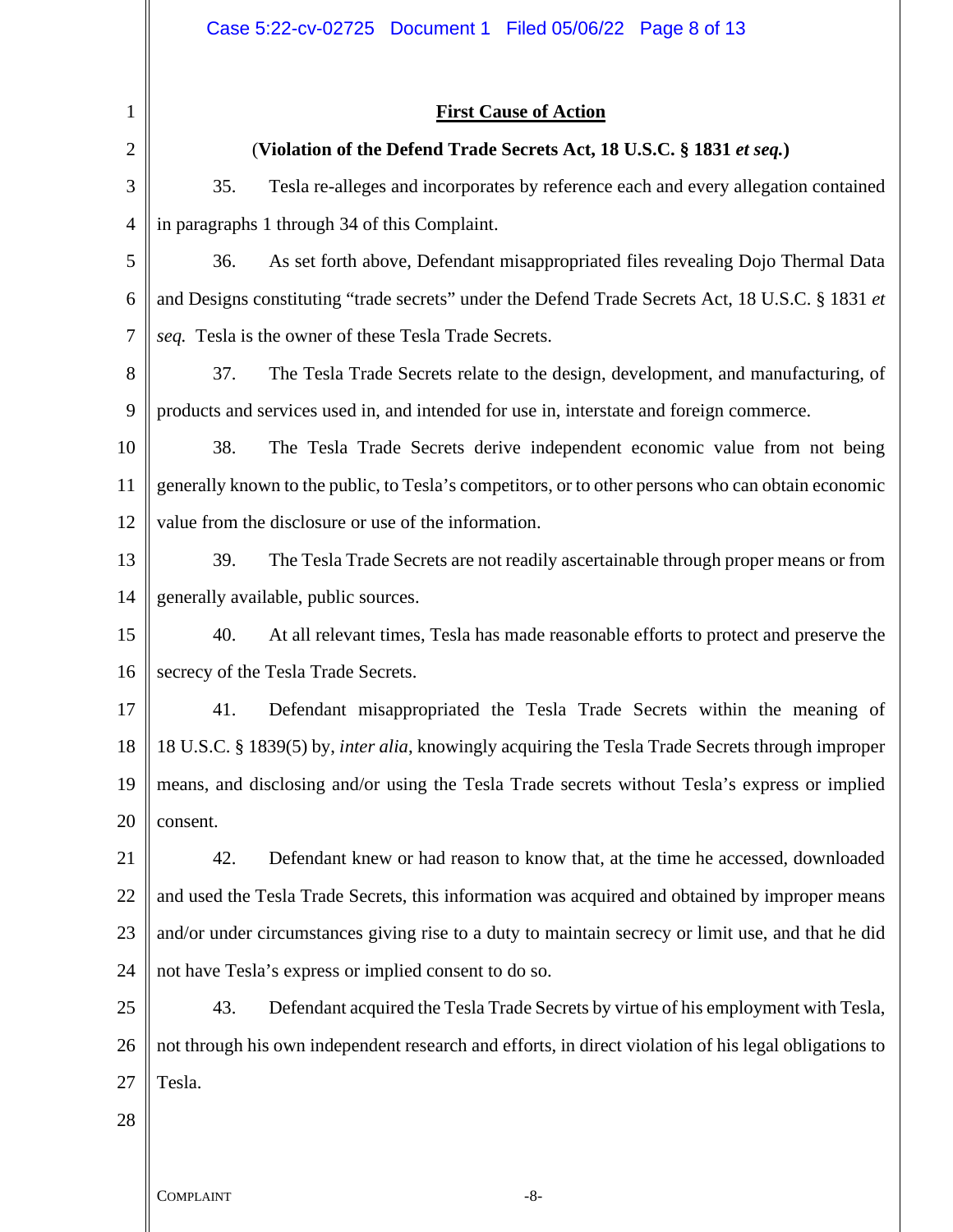**First Cause of Action**

(**Violation of the Defend Trade Secrets Act, 18 U.S.C. § 1831 *et seq.***)

35. Tesla re-alleges and incorporates by reference each and every allegation contained in paragraphs 1 through 34 of this Complaint.

36. As set forth above, Defendant misappropriated files revealing Dojo Thermal Data and Designs constituting "trade secrets" under the Defend Trade Secrets Act, 18 U.S.C. § 1831 *et seq.* Tesla is the owner of these Tesla Trade Secrets.

37. The Tesla Trade Secrets relate to the design, development, and manufacturing, of products and services used in, and intended for use in, interstate and foreign commerce.

38. The Tesla Trade Secrets derive independent economic value from not being generally known to the public, to Tesla's competitors, or to other persons who can obtain economic value from the disclosure or use of the information.

39. The Tesla Trade Secrets are not readily ascertainable through proper means or from generally available, public sources.

40. At all relevant times, Tesla has made reasonable efforts to protect and preserve the secrecy of the Tesla Trade Secrets.

41. Defendant misappropriated the Tesla Trade Secrets within the meaning of 18 U.S.C. § 1839(5) by, *inter alia*, knowingly acquiring the Tesla Trade Secrets through improper means, and disclosing and/or using the Tesla Trade secrets without Tesla's express or implied consent.

42. Defendant knew or had reason to know that, at the time he accessed, downloaded and used the Tesla Trade Secrets, this information was acquired and obtained by improper means and/or under circumstances giving rise to a duty to maintain secrecy or limit use, and that he did not have Tesla's express or implied consent to do so.

43. Defendant acquired the Tesla Trade Secrets by virtue of his employment with Tesla, not through his own independent research and efforts, in direct violation of his legal obligations to Tesla.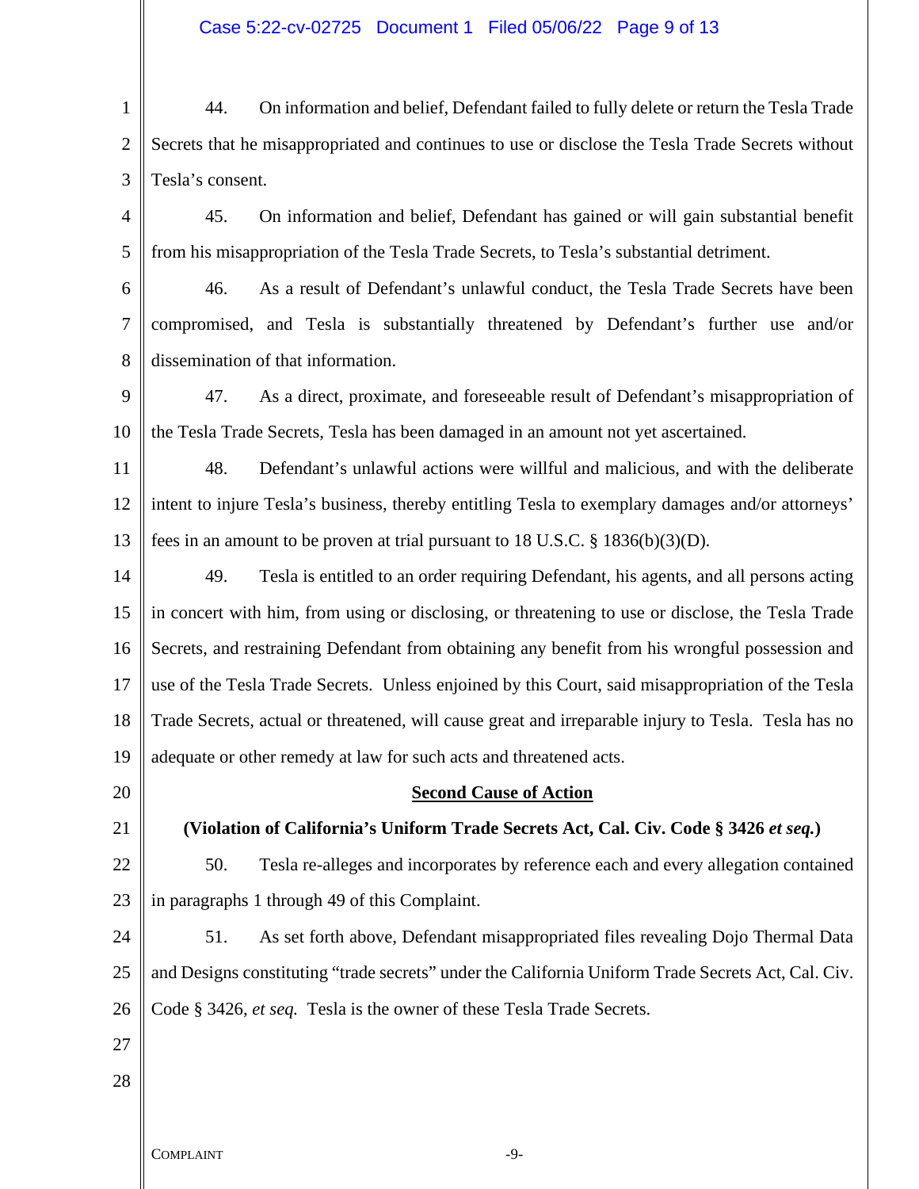44. On information and belief, Defendant failed to fully delete or return the Tesla Trade Secrets that he misappropriated and continues to use or disclose the Tesla Trade Secrets without Tesla's consent.

45. On information and belief, Defendant has gained or will gain substantial benefit from his misappropriation of the Tesla Trade Secrets, to Tesla's substantial detriment.

46. As a result of Defendant's unlawful conduct, the Tesla Trade Secrets have been compromised, and Tesla is substantially threatened by Defendant's further use and/or dissemination of that information.

47. As a direct, proximate, and foreseeable result of Defendant's misappropriation of the Tesla Trade Secrets, Tesla has been damaged in an amount not yet ascertained.

48. Defendant's unlawful actions were willful and malicious, and with the deliberate intent to injure Tesla's business, thereby entitling Tesla to exemplary damages and/or attorneys' fees in an amount to be proven at trial pursuant to 18 U.S.C. § 1836(b)(3)(D).

49. Tesla is entitled to an order requiring Defendant, his agents, and all persons acting in concert with him, from using or disclosing, or threatening to use or disclose, the Tesla Trade Secrets, and restraining Defendant from obtaining any benefit from his wrongful possession and use of the Tesla Trade Secrets. Unless enjoined by this Court, said misappropriation of the Tesla Trade Secrets, actual or threatened, will cause great and irreparable injury to Tesla. Tesla has no adequate or other remedy at law for such acts and threatened acts.

## Second Cause of Action

**(Violation of California's Uniform Trade Secrets Act, Cal. Civ. Code § 3426 *et seq.*)**

50. Tesla re-alleges and incorporates by reference each and every allegation contained in paragraphs 1 through 49 of this Complaint.

51. As set forth above, Defendant misappropriated files revealing Dojo Thermal Data and Designs constituting "trade secrets" under the California Uniform Trade Secrets Act, Cal. Civ. Code § 3426, *et seq.* Tesla is the owner of these Tesla Trade Secrets.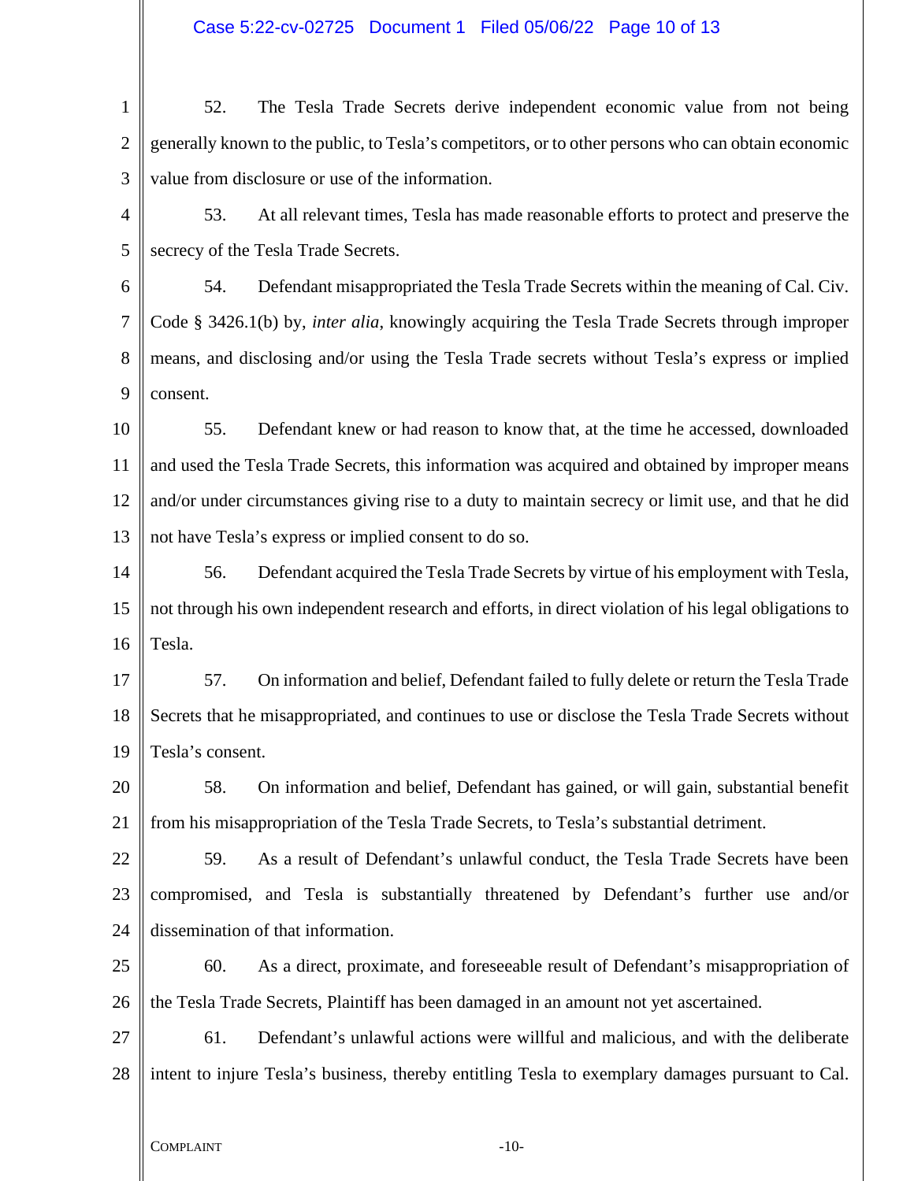52. The Tesla Trade Secrets derive independent economic value from not being generally known to the public, to Tesla's competitors, or to other persons who can obtain economic value from disclosure or use of the information.

53. At all relevant times, Tesla has made reasonable efforts to protect and preserve the secrecy of the Tesla Trade Secrets.

54. Defendant misappropriated the Tesla Trade Secrets within the meaning of Cal. Civ. Code § 3426.1(b) by, *inter alia*, knowingly acquiring the Tesla Trade Secrets through improper means, and disclosing and/or using the Tesla Trade secrets without Tesla's express or implied consent.

55. Defendant knew or had reason to know that, at the time he accessed, downloaded and used the Tesla Trade Secrets, this information was acquired and obtained by improper means and/or under circumstances giving rise to a duty to maintain secrecy or limit use, and that he did not have Tesla's express or implied consent to do so.

56. Defendant acquired the Tesla Trade Secrets by virtue of his employment with Tesla, not through his own independent research and efforts, in direct violation of his legal obligations to Tesla.

57. On information and belief, Defendant failed to fully delete or return the Tesla Trade Secrets that he misappropriated, and continues to use or disclose the Tesla Trade Secrets without Tesla's consent.

58. On information and belief, Defendant has gained, or will gain, substantial benefit from his misappropriation of the Tesla Trade Secrets, to Tesla's substantial detriment.

59. As a result of Defendant's unlawful conduct, the Tesla Trade Secrets have been compromised, and Tesla is substantially threatened by Defendant's further use and/or dissemination of that information.

60. As a direct, proximate, and foreseeable result of Defendant's misappropriation of the Tesla Trade Secrets, Plaintiff has been damaged in an amount not yet ascertained.

61. Defendant's unlawful actions were willful and malicious, and with the deliberate intent to injure Tesla's business, thereby entitling Tesla to exemplary damages pursuant to Cal.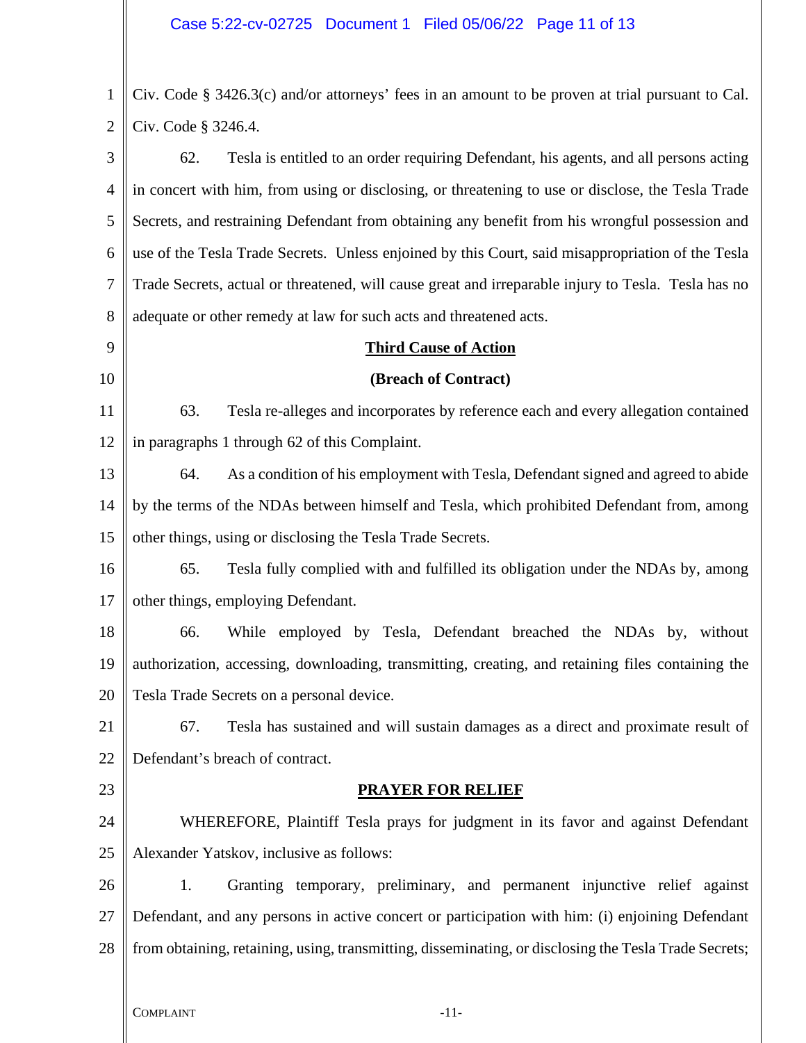Civ. Code § 3426.3(c) and/or attorneys' fees in an amount to be proven at trial pursuant to Cal. Civ. Code § 3246.4.

62. Tesla is entitled to an order requiring Defendant, his agents, and all persons acting in concert with him, from using or disclosing, or threatening to use or disclose, the Tesla Trade Secrets, and restraining Defendant from obtaining any benefit from his wrongful possession and use of the Tesla Trade Secrets. Unless enjoined by this Court, said misappropriation of the Tesla Trade Secrets, actual or threatened, will cause great and irreparable injury to Tesla. Tesla has no adequate or other remedy at law for such acts and threatened acts.

## Third Cause of Action

**(Breach of Contract)**

63. Tesla re-alleges and incorporates by reference each and every allegation contained in paragraphs 1 through 62 of this Complaint.

64. As a condition of his employment with Tesla, Defendant signed and agreed to abide by the terms of the NDAs between himself and Tesla, which prohibited Defendant from, among other things, using or disclosing the Tesla Trade Secrets.

65. Tesla fully complied with and fulfilled its obligation under the NDAs by, among other things, employing Defendant.

66. While employed by Tesla, Defendant breached the NDAs by, without authorization, accessing, downloading, transmitting, creating, and retaining files containing the Tesla Trade Secrets on a personal device.

67. Tesla has sustained and will sustain damages as a direct and proximate result of Defendant's breach of contract.

## PRAYER FOR RELIEF

WHEREFORE, Plaintiff Tesla prays for judgment in its favor and against Defendant Alexander Yatskov, inclusive as follows:

1. Granting temporary, preliminary, and permanent injunctive relief against Defendant, and any persons in active concert or participation with him: (i) enjoining Defendant from obtaining, retaining, using, transmitting, disseminating, or disclosing the Tesla Trade Secrets;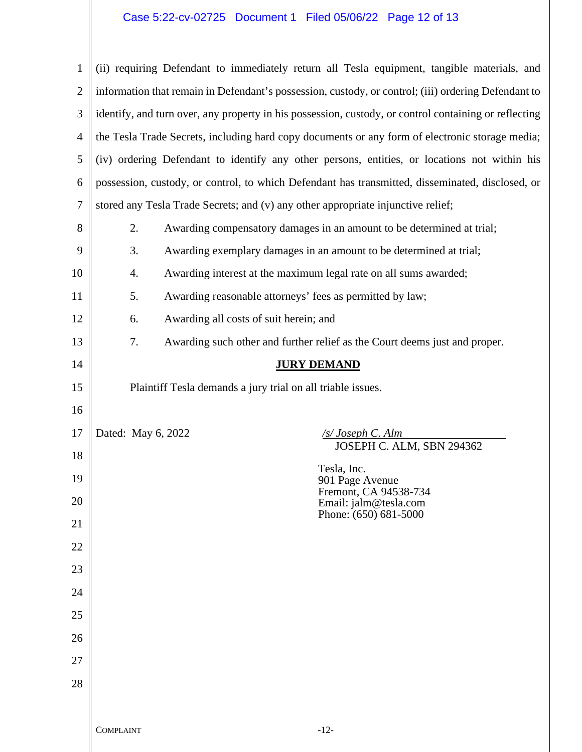(ii) requiring Defendant to immediately return all Tesla equipment, tangible materials, and information that remain in Defendant's possession, custody, or control; (iii) ordering Defendant to identify, and turn over, any property in his possession, custody, or control containing or reflecting the Tesla Trade Secrets, including hard copy documents or any form of electronic storage media; (iv) ordering Defendant to identify any other persons, entities, or locations not within his possession, custody, or control, to which Defendant has transmitted, disseminated, disclosed, or stored any Tesla Trade Secrets; and (v) any other appropriate injunctive relief;

2. Awarding compensatory damages in an amount to be determined at trial;

3. Awarding exemplary damages in an amount to be determined at trial;

4. Awarding interest at the maximum legal rate on all sums awarded;

5. Awarding reasonable attorneys' fees as permitted by law;

6. Awarding all costs of suit herein; and

7. Awarding such other and further relief as the Court deems just and proper.

## JURY DEMAND

Plaintiff Tesla demands a jury trial on all triable issues.

Dated: May 6, 2022

*/s/ Joseph C. Alm*
JOSEPH C. ALM, SBN 294362

Tesla, Inc.
901 Page Avenue
Fremont, CA 94538-734
Email: jalm@tesla.com
Phone: (650) 681-5000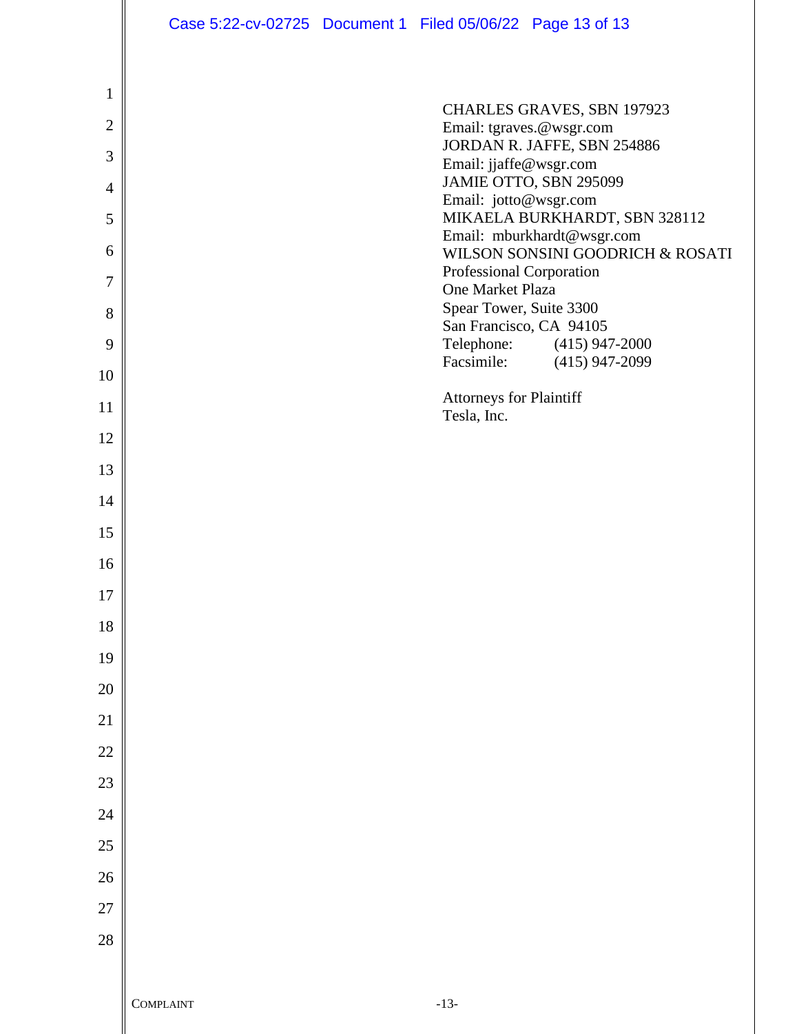CHARLES GRAVES, SBN 197923
Email: tgraves.@wsgr.com
JORDAN R. JAFFE, SBN 254886
Email: jjaffe@wsgr.com
JAMIE OTTO, SBN 295099
Email: jotto@wsgr.com
MIKAELA BURKHARDT, SBN 328112
Email: mburkhardt@wsgr.com
WILSON SONSINI GOODRICH & ROSATI
Professional Corporation
One Market Plaza
Spear Tower, Suite 3300
San Francisco, CA 94105
Telephone: (415) 947-2000
Facsimile: (415) 947-2099

Attorneys for Plaintiff
Tesla, Inc.